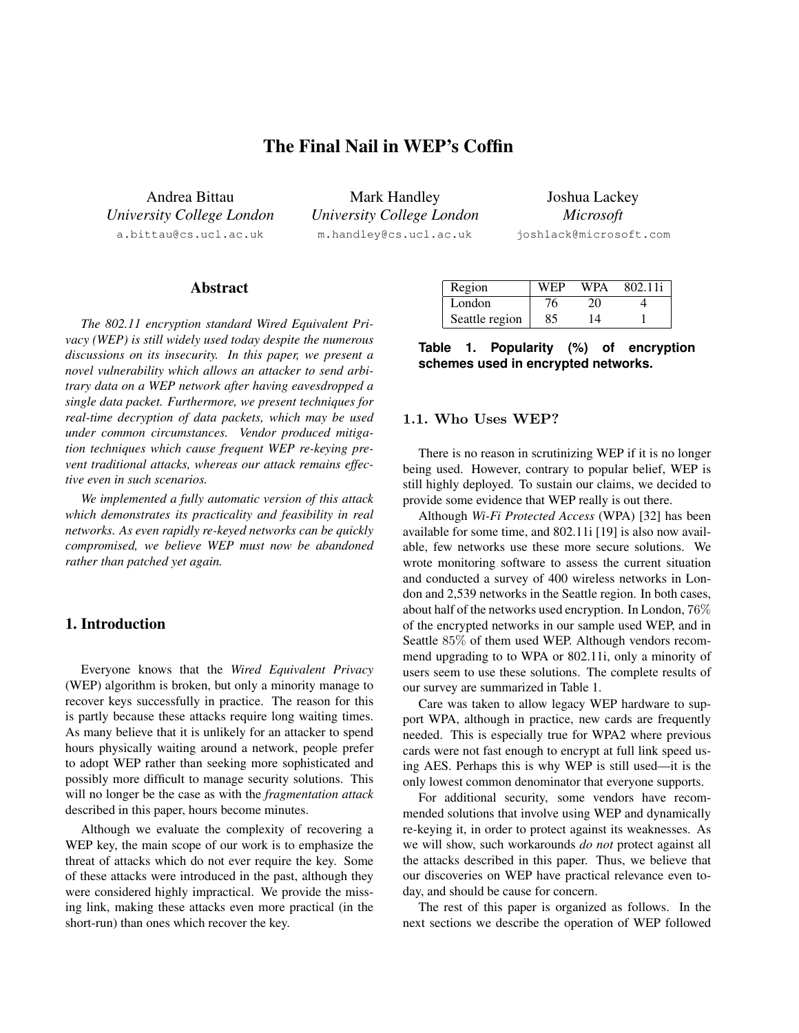# The Final Nail in WEP's Coffin

Andrea Bittau
*University College London*
a.bittau@cs.ucl.ac.uk

Mark Handley
*University College London*
m.handley@cs.ucl.ac.uk

Joshua Lackey
*Microsoft*
joshlack@microsoft.com

## Abstract

*The 802.11 encryption standard Wired Equivalent Privacy (WEP) is still widely used today despite the numerous discussions on its insecurity. In this paper, we present a novel vulnerability which allows an attacker to send arbitrary data on a WEP network after having eavesdropped a single data packet. Furthermore, we present techniques for real-time decryption of data packets, which may be used under common circumstances. Vendor produced mitigation techniques which cause frequent WEP re-keying prevent traditional attacks, whereas our attack remains effective even in such scenarios.*

*We implemented a fully automatic version of this attack which demonstrates its practicality and feasibility in real networks. As even rapidly re-keyed networks can be quickly compromised, we believe WEP must now be abandoned rather than patched yet again.*

## 1. Introduction

Everyone knows that the *Wired Equivalent Privacy* (WEP) algorithm is broken, but only a minority manage to recover keys successfully in practice. The reason for this is partly because these attacks require long waiting times. As many believe that it is unlikely for an attacker to spend hours physically waiting around a network, people prefer to adopt WEP rather than seeking more sophisticated and possibly more difficult to manage security solutions. This will no longer be the case as with the *fragmentation attack* described in this paper, hours become minutes.

Although we evaluate the complexity of recovering a WEP key, the main scope of our work is to emphasize the threat of attacks which do not ever require the key. Some of these attacks were introduced in the past, although they were considered highly impractical. We provide the missing link, making these attacks even more practical (in the short-run) than ones which recover the key.

| Region | WEP | WPA | 802.11i |
|---|---|---|---|
| London | 76 | 20 | 4 |
| Seattle region | 85 | 14 | 1 |

**Table 1. Popularity (%) of encryption schemes used in encrypted networks.**

### 1.1. Who Uses WEP?

There is no reason in scrutinizing WEP if it is no longer being used. However, contrary to popular belief, WEP is still highly deployed. To sustain our claims, we decided to provide some evidence that WEP really is out there.

Although *Wi-Fi Protected Access* (WPA) [32] has been available for some time, and 802.11i [19] is also now available, few networks use these more secure solutions. We wrote monitoring software to assess the current situation and conducted a survey of 400 wireless networks in London and 2,539 networks in the Seattle region. In both cases, about half of the networks used encryption. In London, $76\%$ of the encrypted networks in our sample used WEP, and in Seattle $85\%$ of them used WEP. Although vendors recommend upgrading to to WPA or 802.11i, only a minority of users seem to use these solutions. The complete results of our survey are summarized in Table 1.

Care was taken to allow legacy WEP hardware to support WPA, although in practice, new cards are frequently needed. This is especially true for WPA2 where previous cards were not fast enough to encrypt at full link speed using AES. Perhaps this is why WEP is still used—it is the only lowest common denominator that everyone supports.

For additional security, some vendors have recommended solutions that involve using WEP and dynamically re-keying it, in order to protect against its weaknesses. As we will show, such workarounds *do not* protect against all the attacks described in this paper. Thus, we believe that our discoveries on WEP have practical relevance even today, and should be cause for concern.

The rest of this paper is organized as follows. In the next sections we describe the operation of WEP followed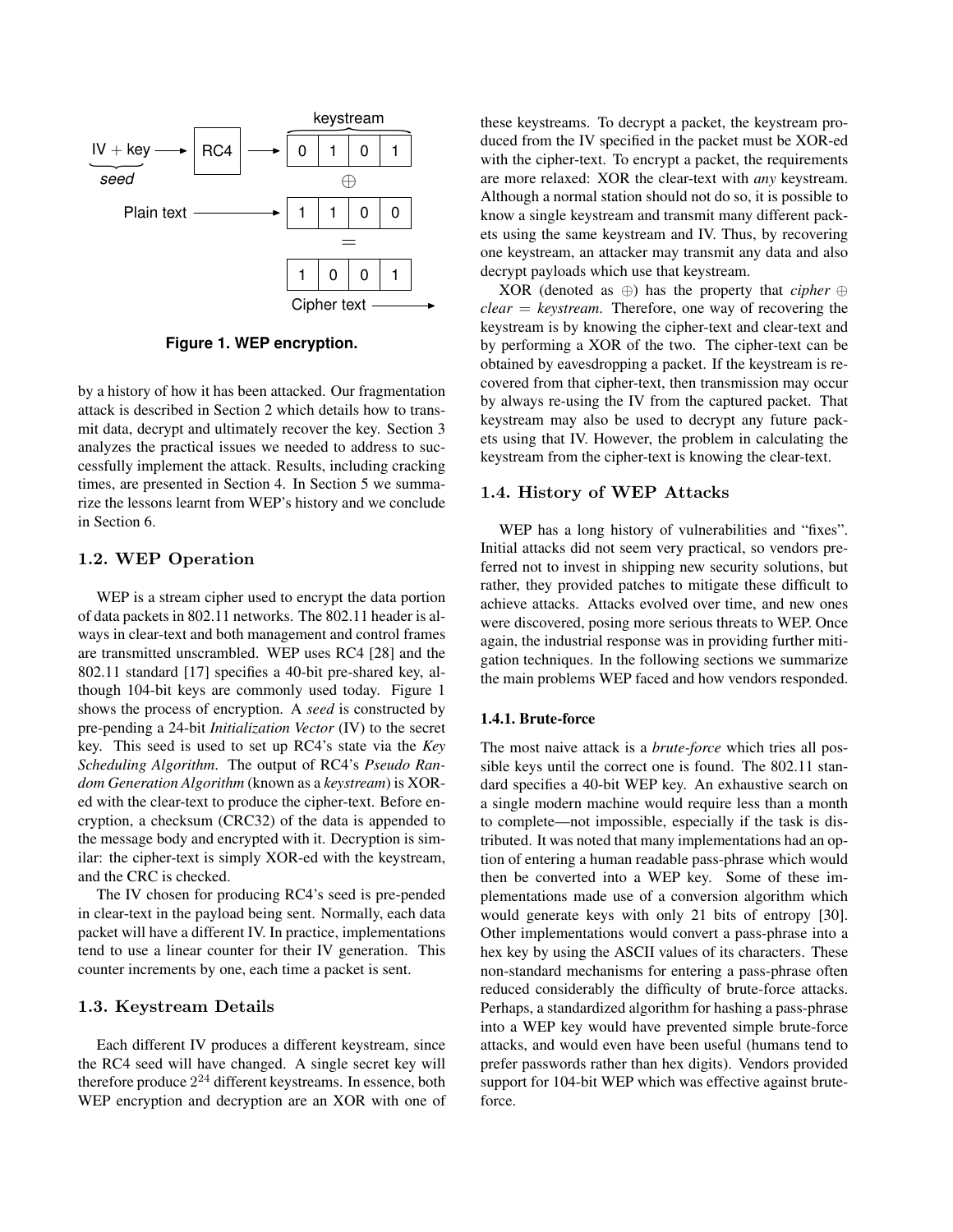Figure 1. WEP encryption.

by a history of how it has been attacked. Our fragmentation attack is described in Section 2 which details how to transmit data, decrypt and ultimately recover the key. Section 3 analyzes the practical issues we needed to address to successfully implement the attack. Results, including cracking times, are presented in Section 4. In Section 5 we summarize the lessons learnt from WEP's history and we conclude in Section 6.

### 1.2. WEP Operation

WEP is a stream cipher used to encrypt the data portion of data packets in 802.11 networks. The 802.11 header is always in clear-text and both management and control frames are transmitted unscrambled. WEP uses RC4 [28] and the 802.11 standard [17] specifies a 40-bit pre-shared key, although 104-bit keys are commonly used today. Figure 1 shows the process of encryption. A *seed* is constructed by pre-pending a 24-bit *Initialization Vector* (IV) to the secret key. This seed is used to set up RC4's state via the *Key Scheduling Algorithm*. The output of RC4's *Pseudo Random Generation Algorithm* (known as a *keystream*) is XOR-ed with the clear-text to produce the cipher-text. Before encryption, a checksum (CRC32) of the data is appended to the message body and encrypted with it. Decryption is similar: the cipher-text is simply XOR-ed with the keystream, and the CRC is checked.

The IV chosen for producing RC4's seed is pre-pended in clear-text in the payload being sent. Normally, each data packet will have a different IV. In practice, implementations tend to use a linear counter for their IV generation. This counter increments by one, each time a packet is sent.

### 1.3. Keystream Details

Each different IV produces a different keystream, since the RC4 seed will have changed. A single secret key will therefore produce $2^{24}$ different keystreams. In essence, both WEP encryption and decryption are an XOR with one of these keystreams. To decrypt a packet, the keystream produced from the IV specified in the packet must be XOR-ed with the cipher-text. To encrypt a packet, the requirements are more relaxed: XOR the clear-text with *any* keystream. Although a normal station should not do so, it is possible to know a single keystream and transmit many different packets using the same keystream and IV. Thus, by recovering one keystream, an attacker may transmit any data and also decrypt payloads which use that keystream.

XOR (denoted as $\oplus$) has the property that *cipher* $\oplus$ *clear* $=$ *keystream*. Therefore, one way of recovering the keystream is by knowing the cipher-text and clear-text and by performing a XOR of the two. The cipher-text can be obtained by eavesdropping a packet. If the keystream is recovered from that cipher-text, then transmission may occur by always re-using the IV from the captured packet. That keystream may also be used to decrypt any future packets using that IV. However, the problem in calculating the keystream from the cipher-text is knowing the clear-text.

### 1.4. History of WEP Attacks

WEP has a long history of vulnerabilities and "fixes". Initial attacks did not seem very practical, so vendors preferred not to invest in shipping new security solutions, but rather, they provided patches to mitigate these difficult to achieve attacks. Attacks evolved over time, and new ones were discovered, posing more serious threats to WEP. Once again, the industrial response was in providing further mitigation techniques. In the following sections we summarize the main problems WEP faced and how vendors responded.

#### 1.4.1. Brute-force

The most naive attack is a *brute-force* which tries all possible keys until the correct one is found. The 802.11 standard specifies a 40-bit WEP key. An exhaustive search on a single modern machine would require less than a month to complete—not impossible, especially if the task is distributed. It was noted that many implementations had an option of entering a human readable pass-phrase which would then be converted into a WEP key. Some of these implementations made use of a conversion algorithm which would generate keys with only 21 bits of entropy [30]. Other implementations would convert a pass-phrase into a hex key by using the ASCII values of its characters. These non-standard mechanisms for entering a pass-phrase often reduced considerably the difficulty of brute-force attacks. Perhaps, a standardized algorithm for hashing a pass-phrase into a WEP key would have prevented simple brute-force attacks, and would even have been useful (humans tend to prefer passwords rather than hex digits). Vendors provided support for 104-bit WEP which was effective against brute-force.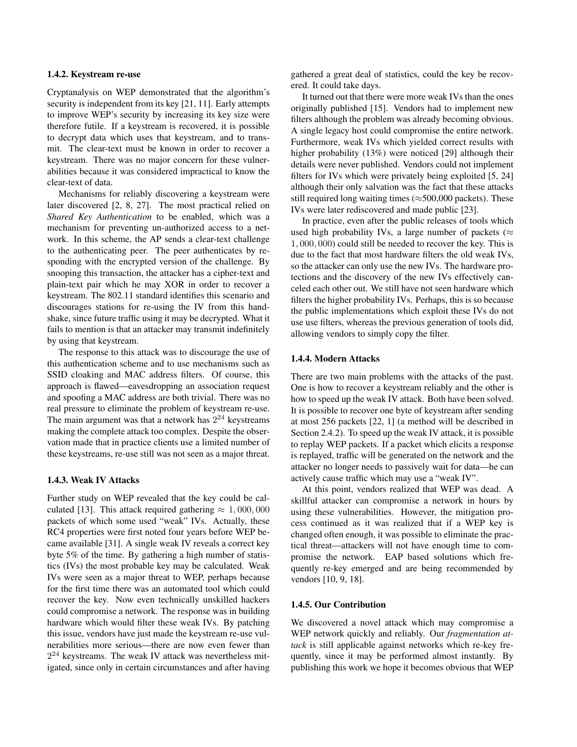### 1.4.2. Keystream re-use

Cryptanalysis on WEP demonstrated that the algorithm's security is independent from its key [21, 11]. Early attempts to improve WEP's security by increasing its key size were therefore futile. If a keystream is recovered, it is possible to decrypt data which uses that keystream, and to transmit. The clear-text must be known in order to recover a keystream. There was no major concern for these vulnerabilities because it was considered impractical to know the clear-text of data.

Mechanisms for reliably discovering a keystream were later discovered [2, 8, 27]. The most practical relied on *Shared Key Authentication* to be enabled, which was a mechanism for preventing un-authorized access to a network. In this scheme, the AP sends a clear-text challenge to the authenticating peer. The peer authenticates by responding with the encrypted version of the challenge. By snooping this transaction, the attacker has a cipher-text and plain-text pair which he may XOR in order to recover a keystream. The 802.11 standard identifies this scenario and discourages stations for re-using the IV from this handshake, since future traffic using it may be decrypted. What it fails to mention is that an attacker may transmit indefinitely by using that keystream.

The response to this attack was to discourage the use of this authentication scheme and to use mechanisms such as SSID cloaking and MAC address filters. Of course, this approach is flawed—eavesdropping an association request and spoofing a MAC address are both trivial. There was no real pressure to eliminate the problem of keystream re-use. The main argument was that a network has $2^{24}$ keystreams making the complete attack too complex. Despite the observation made that in practice clients use a limited number of these keystreams, re-use still was not seen as a major threat.

### 1.4.3. Weak IV Attacks

Further study on WEP revealed that the key could be calculated [13]. This attack required gathering $\approx 1,000,000$ packets of which some used "weak" IVs. Actually, these RC4 properties were first noted four years before WEP became available [31]. A single weak IV reveals a correct key byte 5% of the time. By gathering a high number of statistics (IVs) the most probable key may be calculated. Weak IVs were seen as a major threat to WEP, perhaps because for the first time there was an automated tool which could recover the key. Now even technically unskilled hackers could compromise a network. The response was in building hardware which would filter these weak IVs. By patching this issue, vendors have just made the keystream re-use vulnerabilities more serious—there are now even fewer than $2^{24}$ keystreams. The weak IV attack was nevertheless mitigated, since only in certain circumstances and after having gathered a great deal of statistics, could the key be recovered. It could take days.

It turned out that there were more weak IVs than the ones originally published [15]. Vendors had to implement new filters although the problem was already becoming obvious. A single legacy host could compromise the entire network. Furthermore, weak IVs which yielded correct results with higher probability (13%) were noticed [29] although their details were never published. Vendors could not implement filters for IVs which were privately being exploited [5, 24] although their only salvation was the fact that these attacks still required long waiting times (≈500,000 packets). These IVs were later rediscovered and made public [23].

In practice, even after the public releases of tools which used high probability IVs, a large number of packets ($\approx 1,000,000$) could still be needed to recover the key. This is due to the fact that most hardware filters the old weak IVs, so the attacker can only use the new IVs. The hardware protections and the discovery of the new IVs effectively canceled each other out. We still have not seen hardware which filters the higher probability IVs. Perhaps, this is so because the public implementations which exploit these IVs do not use use filters, whereas the previous generation of tools did, allowing vendors to simply copy the filter.

### 1.4.4. Modern Attacks

There are two main problems with the attacks of the past. One is how to recover a keystream reliably and the other is how to speed up the weak IV attack. Both have been solved. It is possible to recover one byte of keystream after sending at most 256 packets [22, 1] (a method will be described in Section 2.4.2). To speed up the weak IV attack, it is possible to replay WEP packets. If a packet which elicits a response is replayed, traffic will be generated on the network and the attacker no longer needs to passively wait for data—he can actively cause traffic which may use a "weak IV".

At this point, vendors realized that WEP was dead. A skillful attacker can compromise a network in hours by using these vulnerabilities. However, the mitigation process continued as it was realized that if a WEP key is changed often enough, it was possible to eliminate the practical threat—attackers will not have enough time to compromise the network. EAP based solutions which frequently re-key emerged and are being recommended by vendors [10, 9, 18].

### 1.4.5. Our Contribution

We discovered a novel attack which may compromise a WEP network quickly and reliably. Our *fragmentation attack* is still applicable against networks which re-key frequently, since it may be performed almost instantly. By publishing this work we hope it becomes obvious that WEP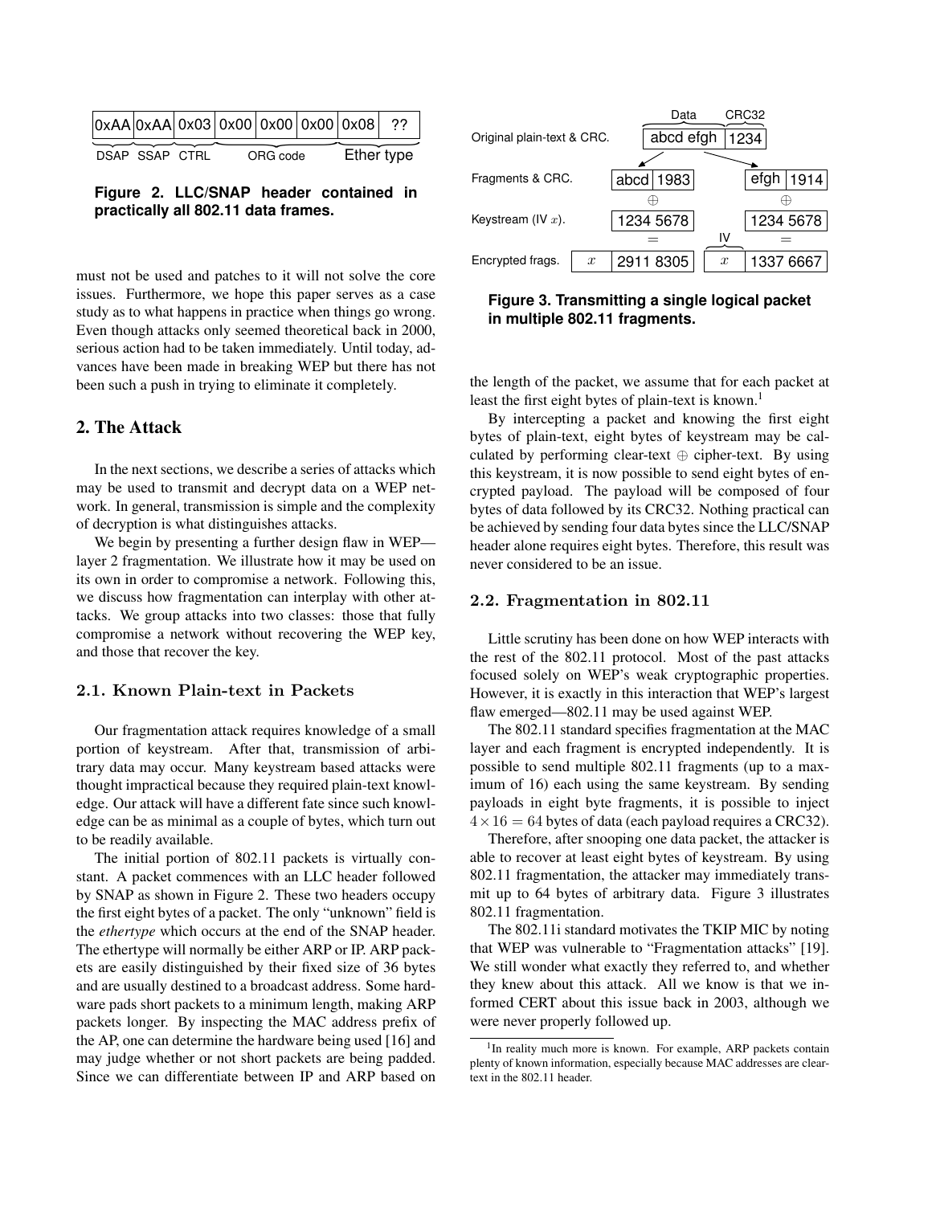| 0xAA | 0xAA | 0x03 | 0x00 | 0x00 | 0x00 | 0x08 | ?? |
|---|---|---|---|---|---|---|---|
| DSAP | SSAP | CTRL | ORG code | | | Ether type | |

**Figure 2. LLC/SNAP header contained in practically all 802.11 data frames.**

must not be used and patches to it will not solve the core issues. Furthermore, we hope this paper serves as a case study as to what happens in practice when things go wrong. Even though attacks only seemed theoretical back in 2000, serious action had to be taken immediately. Until today, advances have been made in breaking WEP but there has not been such a push in trying to eliminate it completely.

## 2. The Attack

In the next sections, we describe a series of attacks which may be used to transmit and decrypt data on a WEP network. In general, transmission is simple and the complexity of decryption is what distinguishes attacks.

We begin by presenting a further design flaw in WEP—layer 2 fragmentation. We illustrate how it may be used on its own in order to compromise a network. Following this, we discuss how fragmentation can interplay with other attacks. We group attacks into two classes: those that fully compromise a network without recovering the WEP key, and those that recover the key.

### 2.1. Known Plain-text in Packets

Our fragmentation attack requires knowledge of a small portion of keystream. After that, transmission of arbitrary data may occur. Many keystream based attacks were thought impractical because they required plain-text knowledge. Our attack will have a different fate since such knowledge can be as minimal as a couple of bytes, which turn out to be readily available.

The initial portion of 802.11 packets is virtually constant. A packet commences with an LLC header followed by SNAP as shown in Figure 2. These two headers occupy the first eight bytes of a packet. The only "unknown" field is the *ethertype* which occurs at the end of the SNAP header. The ethertype will normally be either ARP or IP. ARP packets are easily distinguished by their fixed size of 36 bytes and are usually destined to a broadcast address. Some hardware pads short packets to a minimum length, making ARP packets longer. By inspecting the MAC address prefix of the AP, one can determine the hardware being used [16] and may judge whether or not short packets are being padded. Since we can differentiate between IP and ARP based on the length of the packet, we assume that for each packet at least the first eight bytes of plain-text is known.[1]

| | | Data | CRC32 | | | |
|---|---|---|---|---|---|---|
| Original plain-text & CRC. | | abcd efgh | 1234 | | | |
| Fragments & CRC. | | abcd 1983 | | | efgh 1914 | |
| | | ⊕ | | | ⊕ | |
| Keystream (IV $x$). | | 1234 5678 | | | 1234 5678 | |
| | | = | | IV | = | |
| Encrypted frags. | $x$ | 2911 8305 | | $x$ | 1337 6667 | |

**Figure 3. Transmitting a single logical packet in multiple 802.11 fragments.**

By intercepting a packet and knowing the first eight bytes of plain-text, eight bytes of keystream may be calculated by performing clear-text ⊕ cipher-text. By using this keystream, it is now possible to send eight bytes of encrypted payload. The payload will be composed of four bytes of data followed by its CRC32. Nothing practical can be achieved by sending four data bytes since the LLC/SNAP header alone requires eight bytes. Therefore, this result was never considered to be an issue.

### 2.2. Fragmentation in 802.11

Little scrutiny has been done on how WEP interacts with the rest of the 802.11 protocol. Most of the past attacks focused solely on WEP's weak cryptographic properties. However, it is exactly in this interaction that WEP's largest flaw emerged—802.11 may be used against WEP.

The 802.11 standard specifies fragmentation at the MAC layer and each fragment is encrypted independently. It is possible to send multiple 802.11 fragments (up to a maximum of 16) each using the same keystream. By sending payloads in eight byte fragments, it is possible to inject $4 \times 16 = 64$ bytes of data (each payload requires a CRC32).

Therefore, after snooping one data packet, the attacker is able to recover at least eight bytes of keystream. By using 802.11 fragmentation, the attacker may immediately transmit up to 64 bytes of arbitrary data. Figure 3 illustrates 802.11 fragmentation.

The 802.11i standard motivates the TKIP MIC by noting that WEP was vulnerable to "Fragmentation attacks" [19]. We still wonder what exactly they referred to, and whether they knew about this attack. All we know is that we informed CERT about this issue back in 2003, although we were never properly followed up.

[1] In reality much more is known. For example, ARP packets contain plenty of known information, especially because MAC addresses are cleartext in the 802.11 header.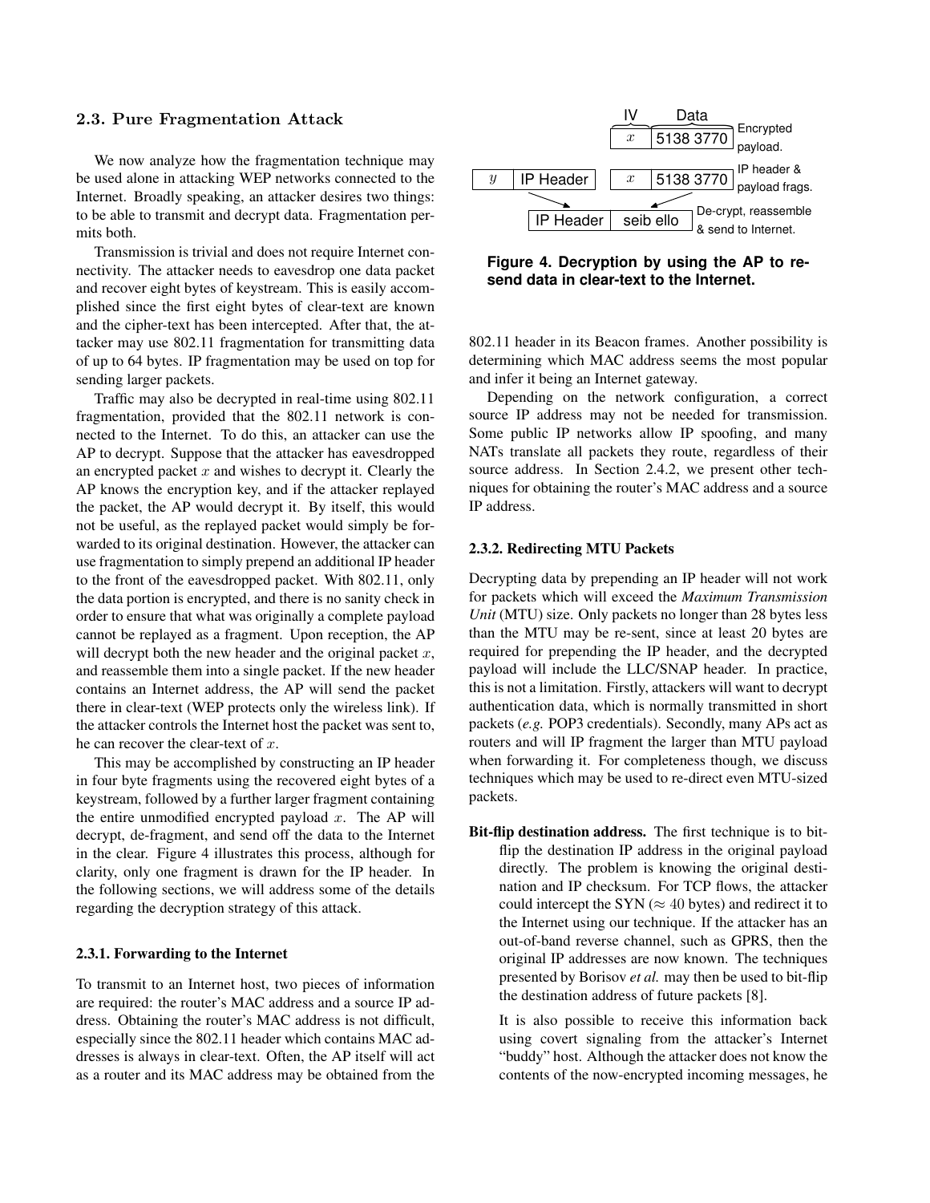### 2.3. Pure Fragmentation Attack

We now analyze how the fragmentation technique may be used alone in attacking WEP networks connected to the Internet. Broadly speaking, an attacker desires two things: to be able to transmit and decrypt data. Fragmentation permits both.

Transmission is trivial and does not require Internet connectivity. The attacker needs to eavesdrop one data packet and recover eight bytes of keystream. This is easily accomplished since the first eight bytes of clear-text are known and the cipher-text has been intercepted. After that, the attacker may use 802.11 fragmentation for transmitting data of up to 64 bytes. IP fragmentation may be used on top for sending larger packets.

Traffic may also be decrypted in real-time using 802.11 fragmentation, provided that the 802.11 network is connected to the Internet. To do this, an attacker can use the AP to decrypt. Suppose that the attacker has eavesdropped an encrypted packet $x$ and wishes to decrypt it. Clearly the AP knows the encryption key, and if the attacker replayed the packet, the AP would decrypt it. By itself, this would not be useful, as the replayed packet would simply be forwarded to its original destination. However, the attacker can use fragmentation to simply prepend an additional IP header to the front of the eavesdropped packet. With 802.11, only the data portion is encrypted, and there is no sanity check in order to ensure that what was originally a complete payload cannot be replayed as a fragment. Upon reception, the AP will decrypt both the new header and the original packet $x$, and reassemble them into a single packet. If the new header contains an Internet address, the AP will send the packet there in clear-text (WEP protects only the wireless link). If the attacker controls the Internet host the packet was sent to, he can recover the clear-text of $x$.

This may be accomplished by constructing an IP header in four byte fragments using the recovered eight bytes of a keystream, followed by a further larger fragment containing the entire unmodified encrypted payload $x$. The AP will decrypt, de-fragment, and send off the data to the Internet in the clear. Figure 4 illustrates this process, although for clarity, only one fragment is drawn for the IP header. In the following sections, we will address some of the details regarding the decryption strategy of this attack.

IV | Data: $x$ | 5138 3770 — Encrypted payload.

$y$ | IP Header  $x$ | 5138 3770 — IP header & payload frags.

IP Header | seib ello — De-crypt, reassemble & send to Internet.

**Figure 4. Decryption by using the AP to resend data in clear-text to the Internet.**

#### 2.3.1. Forwarding to the Internet

To transmit to an Internet host, two pieces of information are required: the router's MAC address and a source IP address. Obtaining the router's MAC address is not difficult, especially since the 802.11 header which contains MAC addresses is always in clear-text. Often, the AP itself will act as a router and its MAC address may be obtained from the 802.11 header in its Beacon frames. Another possibility is determining which MAC address seems the most popular and infer it being an Internet gateway.

Depending on the network configuration, a correct source IP address may not be needed for transmission. Some public IP networks allow IP spoofing, and many NATs translate all packets they route, regardless of their source address. In Section 2.4.2, we present other techniques for obtaining the router's MAC address and a source IP address.

#### 2.3.2. Redirecting MTU Packets

Decrypting data by prepending an IP header will not work for packets which will exceed the *Maximum Transmission Unit* (MTU) size. Only packets no longer than 28 bytes less than the MTU may be re-sent, since at least 20 bytes are required for prepending the IP header, and the decrypted payload will include the LLC/SNAP header. In practice, this is not a limitation. Firstly, attackers will want to decrypt authentication data, which is normally transmitted in short packets (*e.g.* POP3 credentials). Secondly, many APs act as routers and will IP fragment the larger than MTU payload when forwarding it. For completeness though, we discuss techniques which may be used to re-direct even MTU-sized packets.

**Bit-flip destination address.** The first technique is to bit-flip the destination IP address in the original payload directly. The problem is knowing the original destination and IP checksum. For TCP flows, the attacker could intercept the SYN ($\approx 40$ bytes) and redirect it to the Internet using our technique. If the attacker has an out-of-band reverse channel, such as GPRS, then the original IP addresses are now known. The techniques presented by Borisov *et al.* may then be used to bit-flip the destination address of future packets [8].

It is also possible to receive this information back using covert signaling from the attacker's Internet "buddy" host. Although the attacker does not know the contents of the now-encrypted incoming messages, he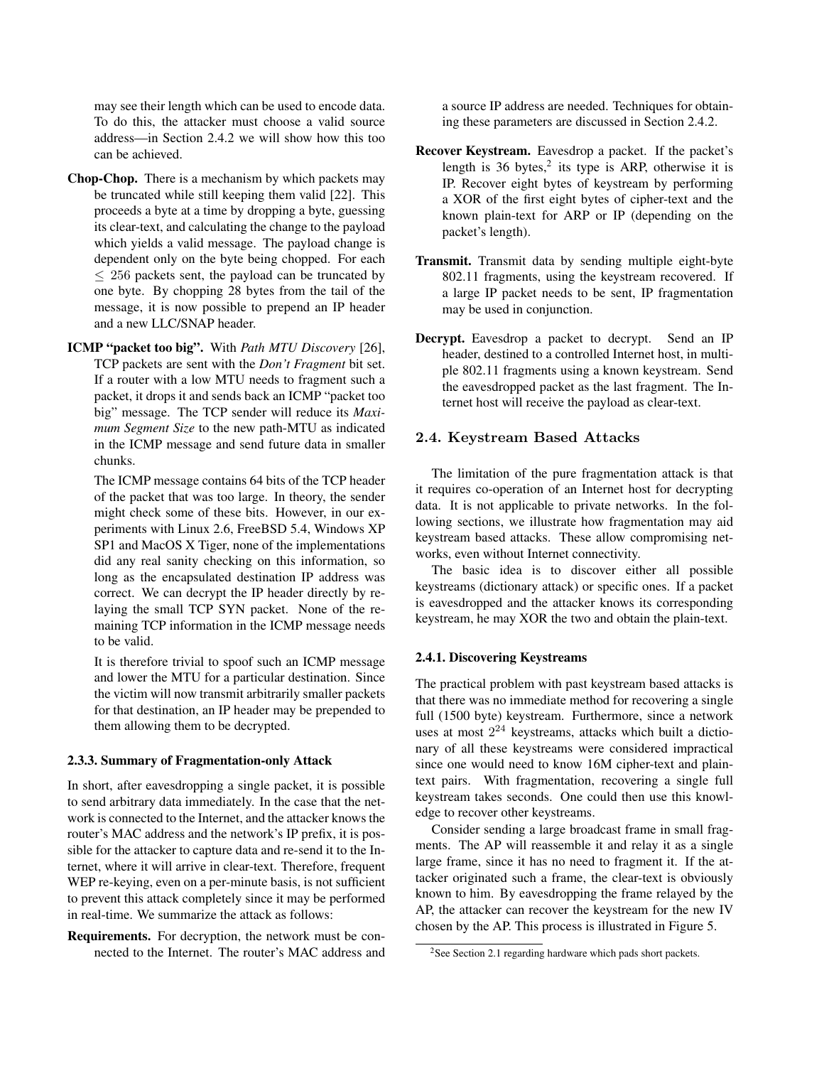may see their length which can be used to encode data. To do this, the attacker must choose a valid source address—in Section 2.4.2 we will show how this too can be achieved.

**Chop-Chop.** There is a mechanism by which packets may be truncated while still keeping them valid [22]. This proceeds a byte at a time by dropping a byte, guessing its clear-text, and calculating the change to the payload which yields a valid message. The payload change is dependent only on the byte being chopped. For each $\leq 256$ packets sent, the payload can be truncated by one byte. By chopping 28 bytes from the tail of the message, it is now possible to prepend an IP header and a new LLC/SNAP header.

**ICMP "packet too big".** With *Path MTU Discovery* [26], TCP packets are sent with the *Don't Fragment* bit set. If a router with a low MTU needs to fragment such a packet, it drops it and sends back an ICMP "packet too big" message. The TCP sender will reduce its *Maximum Segment Size* to the new path-MTU as indicated in the ICMP message and send future data in smaller chunks.

The ICMP message contains 64 bits of the TCP header of the packet that was too large. In theory, the sender might check some of these bits. However, in our experiments with Linux 2.6, FreeBSD 5.4, Windows XP SP1 and MacOS X Tiger, none of the implementations did any real sanity checking on this information, so long as the encapsulated destination IP address was correct. We can decrypt the IP header directly by relaying the small TCP SYN packet. None of the remaining TCP information in the ICMP message needs to be valid.

It is therefore trivial to spoof such an ICMP message and lower the MTU for a particular destination. Since the victim will now transmit arbitrarily smaller packets for that destination, an IP header may be prepended to them allowing them to be decrypted.

#### 2.3.3. Summary of Fragmentation-only Attack

In short, after eavesdropping a single packet, it is possible to send arbitrary data immediately. In the case that the network is connected to the Internet, and the attacker knows the router's MAC address and the network's IP prefix, it is possible for the attacker to capture data and re-send it to the Internet, where it will arrive in clear-text. Therefore, frequent WEP re-keying, even on a per-minute basis, is not sufficient to prevent this attack completely since it may be performed in real-time. We summarize the attack as follows:

**Requirements.** For decryption, the network must be connected to the Internet. The router's MAC address and a source IP address are needed. Techniques for obtaining these parameters are discussed in Section 2.4.2.

**Recover Keystream.** Eavesdrop a packet. If the packet's length is 36 bytes,[2] its type is ARP, otherwise it is IP. Recover eight bytes of keystream by performing a XOR of the first eight bytes of cipher-text and the known plain-text for ARP or IP (depending on the packet's length).

**Transmit.** Transmit data by sending multiple eight-byte 802.11 fragments, using the keystream recovered. If a large IP packet needs to be sent, IP fragmentation may be used in conjunction.

**Decrypt.** Eavesdrop a packet to decrypt. Send an IP header, destined to a controlled Internet host, in multiple 802.11 fragments using a known keystream. Send the eavesdropped packet as the last fragment. The Internet host will receive the payload as clear-text.

### 2.4. Keystream Based Attacks

The limitation of the pure fragmentation attack is that it requires co-operation of an Internet host for decrypting data. It is not applicable to private networks. In the following sections, we illustrate how fragmentation may aid keystream based attacks. These allow compromising networks, even without Internet connectivity.

The basic idea is to discover either all possible keystreams (dictionary attack) or specific ones. If a packet is eavesdropped and the attacker knows its corresponding keystream, he may XOR the two and obtain the plain-text.

#### 2.4.1. Discovering Keystreams

The practical problem with past keystream based attacks is that there was no immediate method for recovering a single full (1500 byte) keystream. Furthermore, since a network uses at most $2^{24}$ keystreams, attacks which built a dictionary of all these keystreams were considered impractical since one would need to know 16M cipher-text and plaintext pairs. With fragmentation, recovering a single full keystream takes seconds. One could then use this knowledge to recover other keystreams.

Consider sending a large broadcast frame in small fragments. The AP will reassemble it and relay it as a single large frame, since it has no need to fragment it. If the attacker originated such a frame, the clear-text is obviously known to him. By eavesdropping the frame relayed by the AP, the attacker can recover the keystream for the new IV chosen by the AP. This process is illustrated in Figure 5.

[2] See Section 2.1 regarding hardware which pads short packets.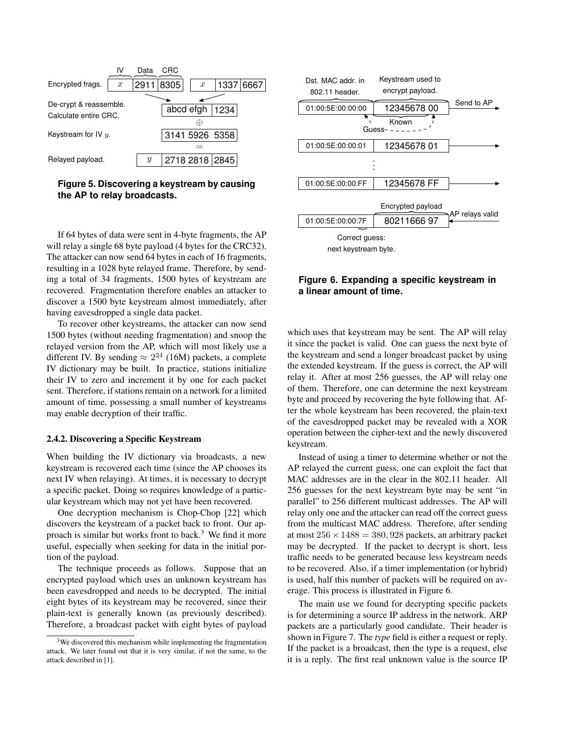**Figure 5. Discovering a keystream by causing the AP to relay broadcasts.**

If 64 bytes of data were sent in 4-byte fragments, the AP will relay a single 68 byte payload (4 bytes for the CRC32). The attacker can now send 64 bytes in each of 16 fragments, resulting in a 1028 byte relayed frame. Therefore, by sending a total of 34 fragments, 1500 bytes of keystream are recovered. Fragmentation therefore enables an attacker to discover a 1500 byte keystream almost immediately, after having eavesdropped a single data packet.

To recover other keystreams, the attacker can now send 1500 bytes (without needing fragmentation) and snoop the relayed version from the AP, which will most likely use a different IV. By sending $\approx 2^{24}$ (16M) packets, a complete IV dictionary may be built. In practice, stations initialize their IV to zero and increment it by one for each packet sent. Therefore, if stations remain on a network for a limited amount of time, possessing a small number of keystreams may enable decryption of their traffic.

#### 2.4.2. Discovering a Specific Keystream

When building the IV dictionary via broadcasts, a new keystream is recovered each time (since the AP chooses its next IV when relaying). At times, it is necessary to decrypt a specific packet. Doing so requires knowledge of a particular keystream which may not yet have been recovered.

One decryption mechanism is Chop-Chop [22] which discovers the keystream of a packet back to front. Our approach is similar but works front to back.[3] We find it more useful, especially when seeking for data in the initial portion of the payload.

The technique proceeds as follows. Suppose that an encrypted payload which uses an unknown keystream has been eavesdropped and needs to be decrypted. The initial eight bytes of its keystream may be recovered, since their plain-text is generally known (as previously described). Therefore, a broadcast packet with eight bytes of payload which uses that keystream may be sent. The AP will relay it since the packet is valid. One can guess the next byte of the keystream and send a longer broadcast packet by using the extended keystream. If the guess is correct, the AP will relay it. After at most 256 guesses, the AP will relay one of them. Therefore, one can determine the next keystream byte and proceed by recovering the byte following that. After the whole keystream has been recovered, the plain-text of the eavesdropped packet may be revealed with a XOR operation between the cipher-text and the newly discovered keystream.

[3] We discovered this mechanism while implementing the fragmentation attack. We later found out that it is very similar, if not the same, to the attack described in [1].

**Figure 6. Expanding a specific keystream in a linear amount of time.**

Instead of using a timer to determine whether or not the AP relayed the current guess, one can exploit the fact that MAC addresses are in the clear in the 802.11 header. All 256 guesses for the next keystream byte may be sent "in parallel" to 256 different multicast addresses. The AP will relay only one and the attacker can read off the correct guess from the multicast MAC address. Therefore, after sending at most $256 \times 1488 = 380,928$ packets, an arbitrary packet may be decrypted. If the packet to decrypt is short, less traffic needs to be generated because less keystream needs to be recovered. Also, if a timer implementation (or hybrid) is used, half this number of packets will be required on average. This process is illustrated in Figure 6.

The main use we found for decrypting specific packets is for determining a source IP address in the network. ARP packets are a particularly good candidate. Their header is shown in Figure 7. The *type* field is either a request or reply. If the packet is a broadcast, then the type is a request, else it is a reply. The first real unknown value is the source IP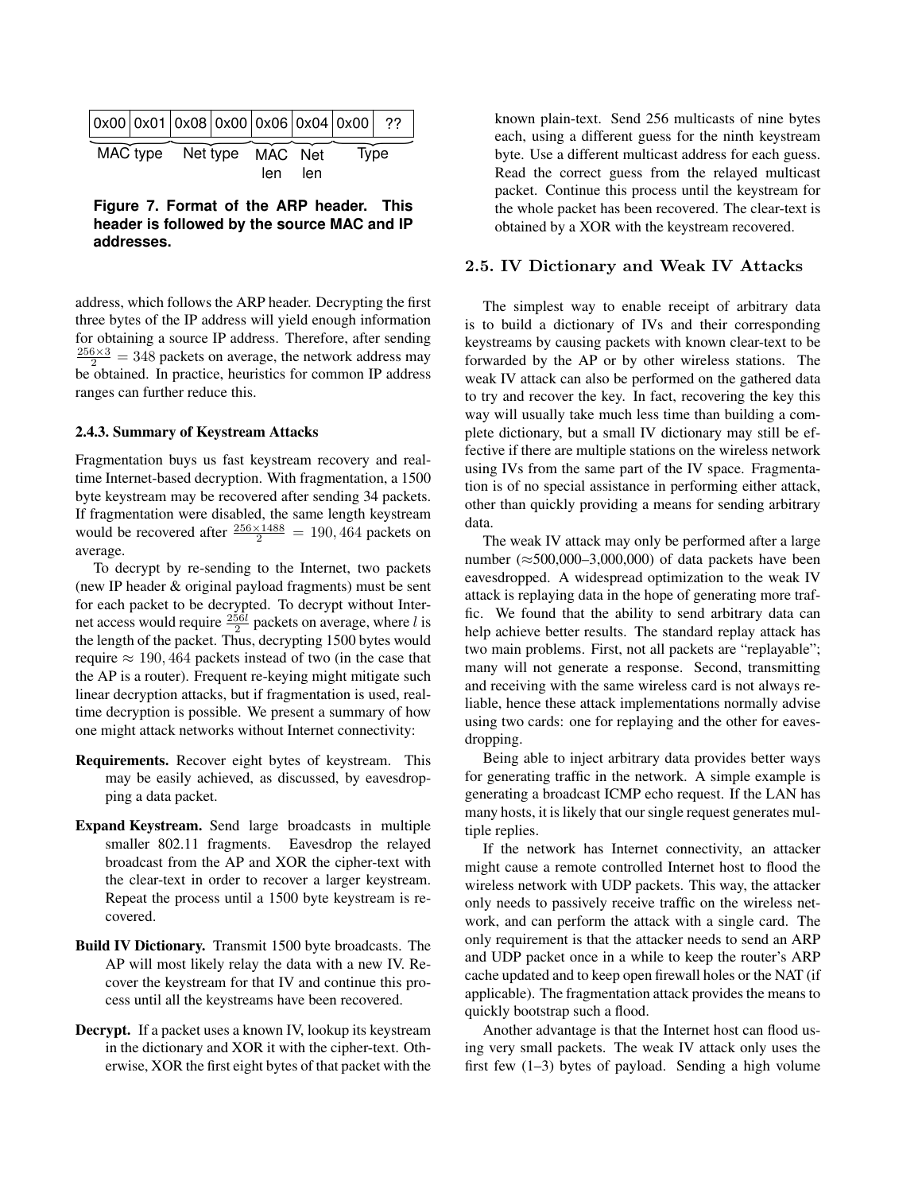| 0x00 | 0x01 | 0x08 | 0x00 | 0x06 | 0x04 | 0x00 | ?? |
|---|---|---|---|---|---|---|---|
| MAC type | | Net type | | MAC len | Net len | Type | |

**Figure 7. Format of the ARP header. This header is followed by the source MAC and IP addresses.**

address, which follows the ARP header. Decrypting the first three bytes of the IP address will yield enough information for obtaining a source IP address. Therefore, after sending $\frac{256 \times 3}{2} = 348$ packets on average, the network address may be obtained. In practice, heuristics for common IP address ranges can further reduce this.

#### 2.4.3. Summary of Keystream Attacks

Fragmentation buys us fast keystream recovery and real-time Internet-based decryption. With fragmentation, a 1500 byte keystream may be recovered after sending 34 packets. If fragmentation were disabled, the same length keystream would be recovered after $\frac{256 \times 1488}{2} = 190,464$ packets on average.

To decrypt by re-sending to the Internet, two packets (new IP header & original payload fragments) must be sent for each packet to be decrypted. To decrypt without Internet access would require $\frac{256l}{2}$ packets on average, where $l$ is the length of the packet. Thus, decrypting 1500 bytes would require $\approx 190,464$ packets instead of two (in the case that the AP is a router). Frequent re-keying might mitigate such linear decryption attacks, but if fragmentation is used, real-time decryption is possible. We present a summary of how one might attack networks without Internet connectivity:

**Requirements.** Recover eight bytes of keystream. This may be easily achieved, as discussed, by eavesdropping a data packet.

**Expand Keystream.** Send large broadcasts in multiple smaller 802.11 fragments. Eavesdrop the relayed broadcast from the AP and XOR the cipher-text with the clear-text in order to recover a larger keystream. Repeat the process until a 1500 byte keystream is recovered.

**Build IV Dictionary.** Transmit 1500 byte broadcasts. The AP will most likely relay the data with a new IV. Recover the keystream for that IV and continue this process until all the keystreams have been recovered.

**Decrypt.** If a packet uses a known IV, lookup its keystream in the dictionary and XOR it with the cipher-text. Otherwise, XOR the first eight bytes of that packet with the known plain-text. Send 256 multicasts of nine bytes each, using a different guess for the ninth keystream byte. Use a different multicast address for each guess. Read the correct guess from the relayed multicast packet. Continue this process until the keystream for the whole packet has been recovered. The clear-text is obtained by a XOR with the keystream recovered.

### 2.5. IV Dictionary and Weak IV Attacks

The simplest way to enable receipt of arbitrary data is to build a dictionary of IVs and their corresponding keystreams by causing packets with known clear-text to be forwarded by the AP or by other wireless stations. The weak IV attack can also be performed on the gathered data to try and recover the key. In fact, recovering the key this way will usually take much less time than building a complete dictionary, but a small IV dictionary may still be effective if there are multiple stations on the wireless network using IVs from the same part of the IV space. Fragmentation is of no special assistance in performing either attack, other than quickly providing a means for sending arbitrary data.

The weak IV attack may only be performed after a large number ($\approx$500,000–3,000,000) of data packets have been eavesdropped. A widespread optimization to the weak IV attack is replaying data in the hope of generating more traffic. We found that the ability to send arbitrary data can help achieve better results. The standard replay attack has two main problems. First, not all packets are "replayable"; many will not generate a response. Second, transmitting and receiving with the same wireless card is not always reliable, hence these attack implementations normally advise using two cards: one for replaying and the other for eavesdropping.

Being able to inject arbitrary data provides better ways for generating traffic in the network. A simple example is generating a broadcast ICMP echo request. If the LAN has many hosts, it is likely that our single request generates multiple replies.

If the network has Internet connectivity, an attacker might cause a remote controlled Internet host to flood the wireless network with UDP packets. This way, the attacker only needs to passively receive traffic on the wireless network, and can perform the attack with a single card. The only requirement is that the attacker needs to send an ARP and UDP packet once in a while to keep the router's ARP cache updated and to keep open firewall holes or the NAT (if applicable). The fragmentation attack provides the means to quickly bootstrap such a flood.

Another advantage is that the Internet host can flood using very small packets. The weak IV attack only uses the first few (1–3) bytes of payload. Sending a high volume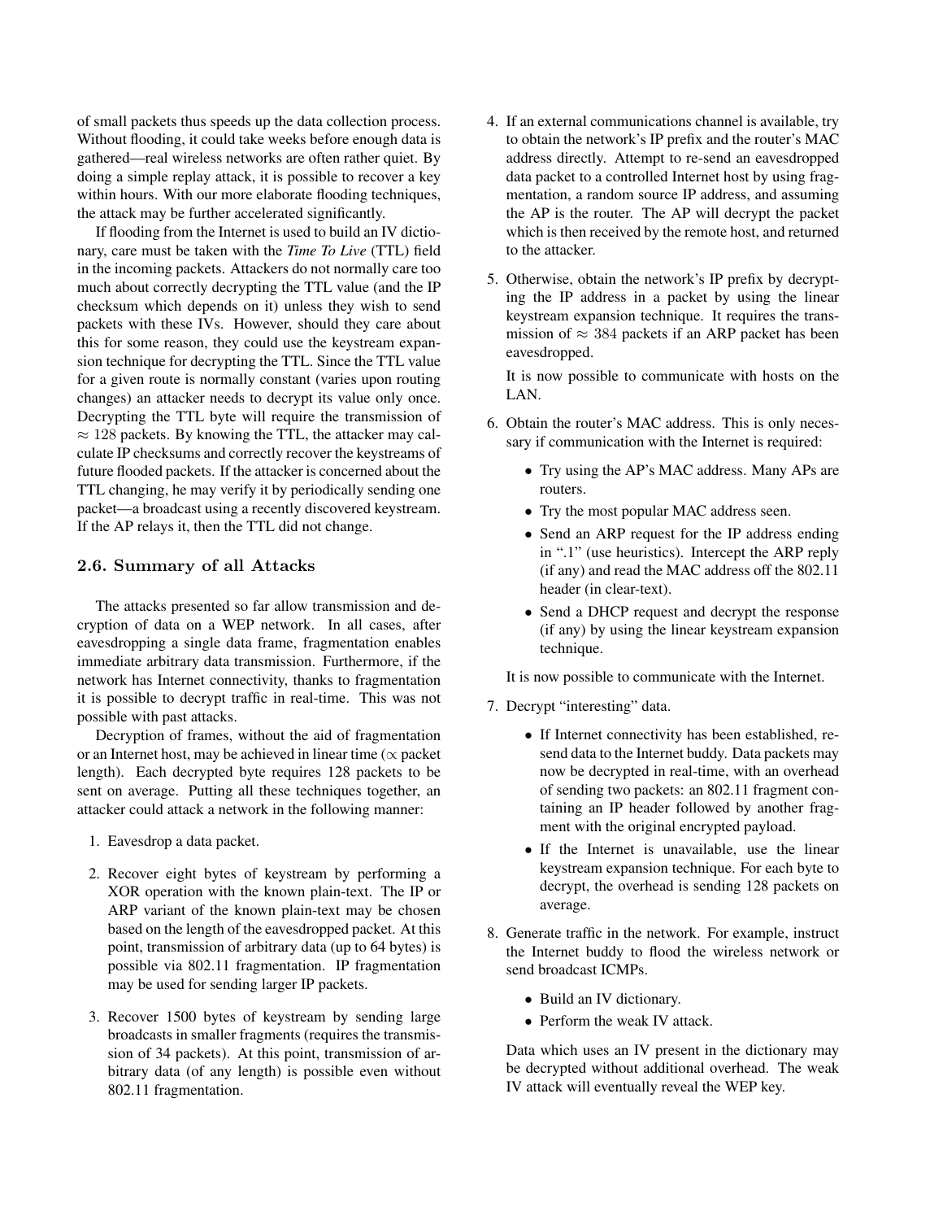of small packets thus speeds up the data collection process. Without flooding, it could take weeks before enough data is gathered—real wireless networks are often rather quiet. By doing a simple replay attack, it is possible to recover a key within hours. With our more elaborate flooding techniques, the attack may be further accelerated significantly.

If flooding from the Internet is used to build an IV dictionary, care must be taken with the *Time To Live* (TTL) field in the incoming packets. Attackers do not normally care too much about correctly decrypting the TTL value (and the IP checksum which depends on it) unless they wish to send packets with these IVs. However, should they care about this for some reason, they could use the keystream expansion technique for decrypting the TTL. Since the TTL value for a given route is normally constant (varies upon routing changes) an attacker needs to decrypt its value only once. Decrypting the TTL byte will require the transmission of $\approx 128$ packets. By knowing the TTL, the attacker may calculate IP checksums and correctly recover the keystreams of future flooded packets. If the attacker is concerned about the TTL changing, he may verify it by periodically sending one packet—a broadcast using a recently discovered keystream. If the AP relays it, then the TTL did not change.

## 2.6. Summary of all Attacks

The attacks presented so far allow transmission and decryption of data on a WEP network. In all cases, after eavesdropping a single data frame, fragmentation enables immediate arbitrary data transmission. Furthermore, if the network has Internet connectivity, thanks to fragmentation it is possible to decrypt traffic in real-time. This was not possible with past attacks.

Decryption of frames, without the aid of fragmentation or an Internet host, may be achieved in linear time ($\propto$ packet length). Each decrypted byte requires 128 packets to be sent on average. Putting all these techniques together, an attacker could attack a network in the following manner:

1. Eavesdrop a data packet.
2. Recover eight bytes of keystream by performing a XOR operation with the known plain-text. The IP or ARP variant of the known plain-text may be chosen based on the length of the eavesdropped packet. At this point, transmission of arbitrary data (up to 64 bytes) is possible via 802.11 fragmentation. IP fragmentation may be used for sending larger IP packets.
3. Recover 1500 bytes of keystream by sending large broadcasts in smaller fragments (requires the transmission of 34 packets). At this point, transmission of arbitrary data (of any length) is possible even without 802.11 fragmentation.
4. If an external communications channel is available, try to obtain the network's IP prefix and the router's MAC address directly. Attempt to re-send an eavesdropped data packet to a controlled Internet host by using fragmentation, a random source IP address, and assuming the AP is the router. The AP will decrypt the packet which is then received by the remote host, and returned to the attacker.
5. Otherwise, obtain the network's IP prefix by decrypting the IP address in a packet by using the linear keystream expansion technique. It requires the transmission of $\approx 384$ packets if an ARP packet has been eavesdropped.

   It is now possible to communicate with hosts on the LAN.
6. Obtain the router's MAC address. This is only necessary if communication with the Internet is required:
   - Try using the AP's MAC address. Many APs are routers.
   - Try the most popular MAC address seen.
   - Send an ARP request for the IP address ending in ".1" (use heuristics). Intercept the ARP reply (if any) and read the MAC address off the 802.11 header (in clear-text).
   - Send a DHCP request and decrypt the response (if any) by using the linear keystream expansion technique.

   It is now possible to communicate with the Internet.
7. Decrypt "interesting" data.
   - If Internet connectivity has been established, resend data to the Internet buddy. Data packets may now be decrypted in real-time, with an overhead of sending two packets: an 802.11 fragment containing an IP header followed by another fragment with the original encrypted payload.
   - If the Internet is unavailable, use the linear keystream expansion technique. For each byte to decrypt, the overhead is sending 128 packets on average.
8. Generate traffic in the network. For example, instruct the Internet buddy to flood the wireless network or send broadcast ICMPs.
   - Build an IV dictionary.
   - Perform the weak IV attack.

   Data which uses an IV present in the dictionary may be decrypted without additional overhead. The weak IV attack will eventually reveal the WEP key.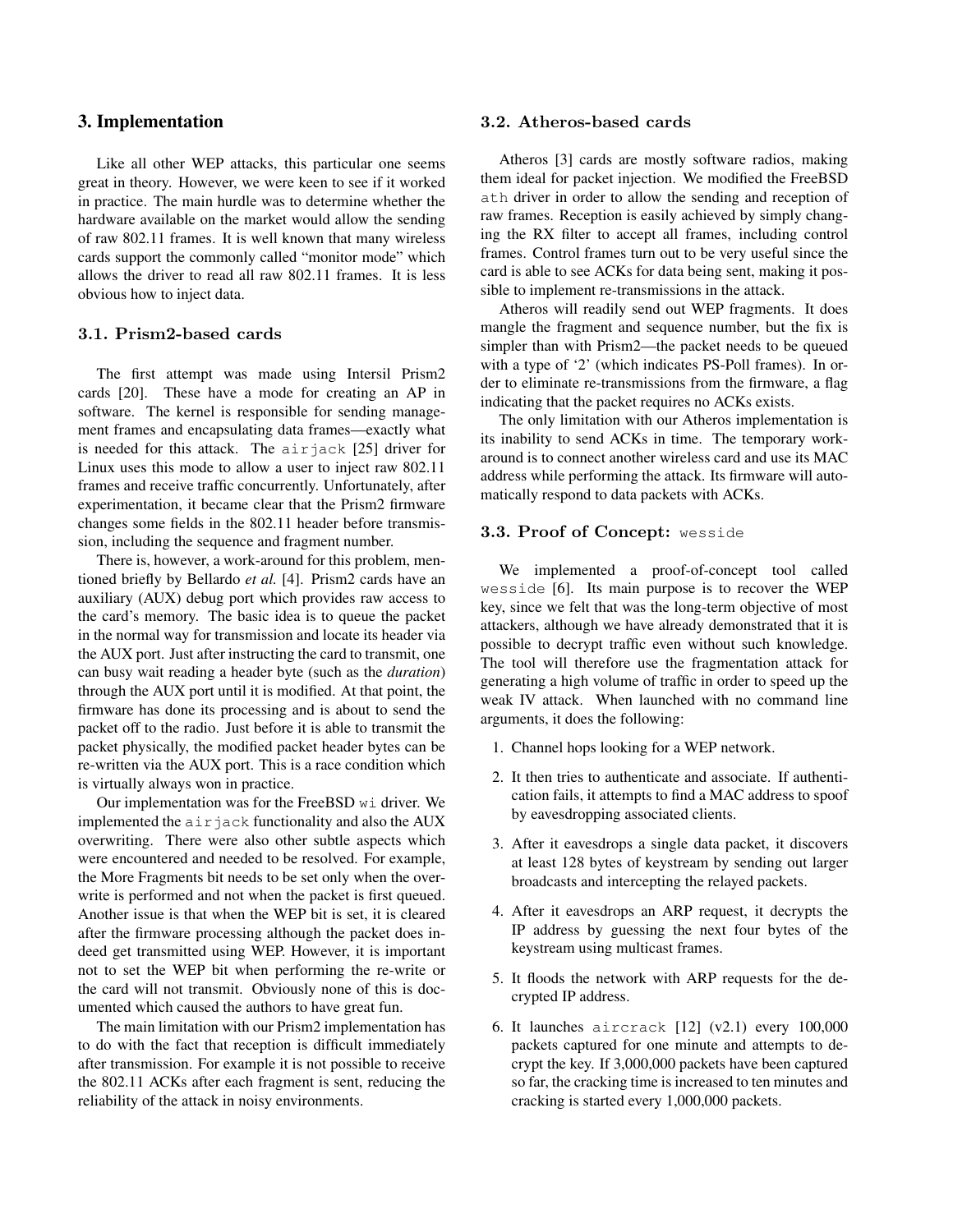## 3. Implementation

Like all other WEP attacks, this particular one seems great in theory. However, we were keen to see if it worked in practice. The main hurdle was to determine whether the hardware available on the market would allow the sending of raw 802.11 frames. It is well known that many wireless cards support the commonly called "monitor mode" which allows the driver to read all raw 802.11 frames. It is less obvious how to inject data.

### 3.1. Prism2-based cards

The first attempt was made using Intersil Prism2 cards [20]. These have a mode for creating an AP in software. The kernel is responsible for sending management frames and encapsulating data frames—exactly what is needed for this attack. The `airjack` [25] driver for Linux uses this mode to allow a user to inject raw 802.11 frames and receive traffic concurrently. Unfortunately, after experimentation, it became clear that the Prism2 firmware changes some fields in the 802.11 header before transmission, including the sequence and fragment number.

There is, however, a work-around for this problem, mentioned briefly by Bellardo *et al.* [4]. Prism2 cards have an auxiliary (AUX) debug port which provides raw access to the card's memory. The basic idea is to queue the packet in the normal way for transmission and locate its header via the AUX port. Just after instructing the card to transmit, one can busy wait reading a header byte (such as the *duration*) through the AUX port until it is modified. At that point, the firmware has done its processing and is about to send the packet off to the radio. Just before it is able to transmit the packet physically, the modified packet header bytes can be re-written via the AUX port. This is a race condition which is virtually always won in practice.

Our implementation was for the FreeBSD `wi` driver. We implemented the `airjack` functionality and also the AUX overwriting. There were also other subtle aspects which were encountered and needed to be resolved. For example, the More Fragments bit needs to be set only when the overwrite is performed and not when the packet is first queued. Another issue is that when the WEP bit is set, it is cleared after the firmware processing although the packet does indeed get transmitted using WEP. However, it is important not to set the WEP bit when performing the re-write or the card will not transmit. Obviously none of this is documented which caused the authors to have great fun.

The main limitation with our Prism2 implementation has to do with the fact that reception is difficult immediately after transmission. For example it is not possible to receive the 802.11 ACKs after each fragment is sent, reducing the reliability of the attack in noisy environments.

### 3.2. Atheros-based cards

Atheros [3] cards are mostly software radios, making them ideal for packet injection. We modified the FreeBSD `ath` driver in order to allow the sending and reception of raw frames. Reception is easily achieved by simply changing the RX filter to accept all frames, including control frames. Control frames turn out to be very useful since the card is able to see ACKs for data being sent, making it possible to implement re-transmissions in the attack.

Atheros will readily send out WEP fragments. It does mangle the fragment and sequence number, but the fix is simpler than with Prism2—the packet needs to be queued with a type of '2' (which indicates PS-Poll frames). In order to eliminate re-transmissions from the firmware, a flag indicating that the packet requires no ACKs exists.

The only limitation with our Atheros implementation is its inability to send ACKs in time. The temporary workaround is to connect another wireless card and use its MAC address while performing the attack. Its firmware will automatically respond to data packets with ACKs.

### 3.3. Proof of Concept: `wesside`

We implemented a proof-of-concept tool called `wesside` [6]. Its main purpose is to recover the WEP key, since we felt that was the long-term objective of most attackers, although we have already demonstrated that it is possible to decrypt traffic even without such knowledge. The tool will therefore use the fragmentation attack for generating a high volume of traffic in order to speed up the weak IV attack. When launched with no command line arguments, it does the following:

1. Channel hops looking for a WEP network.
2. It then tries to authenticate and associate. If authentication fails, it attempts to find a MAC address to spoof by eavesdropping associated clients.
3. After it eavesdrops a single data packet, it discovers at least 128 bytes of keystream by sending out larger broadcasts and intercepting the relayed packets.
4. After it eavesdrops an ARP request, it decrypts the IP address by guessing the next four bytes of the keystream using multicast frames.
5. It floods the network with ARP requests for the decrypted IP address.
6. It launches `aircrack` [12] (v2.1) every 100,000 packets captured for one minute and attempts to decrypt the key. If 3,000,000 packets have been captured so far, the cracking time is increased to ten minutes and cracking is started every 1,000,000 packets.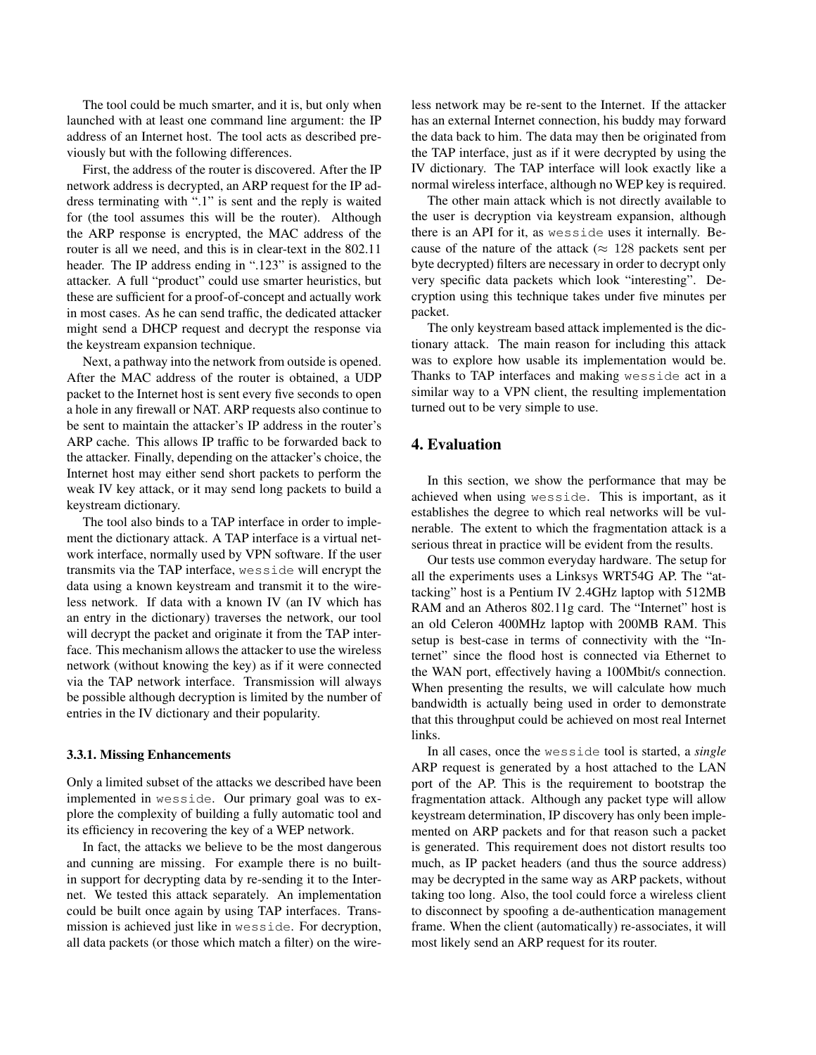The tool could be much smarter, and it is, but only when launched with at least one command line argument: the IP address of an Internet host. The tool acts as described previously but with the following differences.

First, the address of the router is discovered. After the IP network address is decrypted, an ARP request for the IP address terminating with ".1" is sent and the reply is waited for (the tool assumes this will be the router). Although the ARP response is encrypted, the MAC address of the router is all we need, and this is in clear-text in the 802.11 header. The IP address ending in ".123" is assigned to the attacker. A full "product" could use smarter heuristics, but these are sufficient for a proof-of-concept and actually work in most cases. As he can send traffic, the dedicated attacker might send a DHCP request and decrypt the response via the keystream expansion technique.

Next, a pathway into the network from outside is opened. After the MAC address of the router is obtained, a UDP packet to the Internet host is sent every five seconds to open a hole in any firewall or NAT. ARP requests also continue to be sent to maintain the attacker's IP address in the router's ARP cache. This allows IP traffic to be forwarded back to the attacker. Finally, depending on the attacker's choice, the Internet host may either send short packets to perform the weak IV key attack, or it may send long packets to build a keystream dictionary.

The tool also binds to a TAP interface in order to implement the dictionary attack. A TAP interface is a virtual network interface, normally used by VPN software. If the user transmits via the TAP interface, `wesside` will encrypt the data using a known keystream and transmit it to the wireless network. If data with a known IV (an IV which has an entry in the dictionary) traverses the network, our tool will decrypt the packet and originate it from the TAP interface. This mechanism allows the attacker to use the wireless network (without knowing the key) as if it were connected via the TAP network interface. Transmission will always be possible although decryption is limited by the number of entries in the IV dictionary and their popularity.

#### 3.3.1. Missing Enhancements

Only a limited subset of the attacks we described have been implemented in `wesside`. Our primary goal was to explore the complexity of building a fully automatic tool and its efficiency in recovering the key of a WEP network.

In fact, the attacks we believe to be the most dangerous and cunning are missing. For example there is no built-in support for decrypting data by re-sending it to the Internet. We tested this attack separately. An implementation could be built once again by using TAP interfaces. Transmission is achieved just like in `wesside`. For decryption, all data packets (or those which match a filter) on the wireless network may be re-sent to the Internet. If the attacker has an external Internet connection, his buddy may forward the data back to him. The data may then be originated from the TAP interface, just as if it were decrypted by using the IV dictionary. The TAP interface will look exactly like a normal wireless interface, although no WEP key is required.

The other main attack which is not directly available to the user is decryption via keystream expansion, although there is an API for it, as `wesside` uses it internally. Because of the nature of the attack ($\approx 128$ packets sent per byte decrypted) filters are necessary in order to decrypt only very specific data packets which look "interesting". Decryption using this technique takes under five minutes per packet.

The only keystream based attack implemented is the dictionary attack. The main reason for including this attack was to explore how usable its implementation would be. Thanks to TAP interfaces and making `wesside` act in a similar way to a VPN client, the resulting implementation turned out to be very simple to use.

## 4. Evaluation

In this section, we show the performance that may be achieved when using `wesside`. This is important, as it establishes the degree to which real networks will be vulnerable. The extent to which the fragmentation attack is a serious threat in practice will be evident from the results.

Our tests use common everyday hardware. The setup for all the experiments uses a Linksys WRT54G AP. The "attacking" host is a Pentium IV 2.4GHz laptop with 512MB RAM and an Atheros 802.11g card. The "Internet" host is an old Celeron 400MHz laptop with 200MB RAM. This setup is best-case in terms of connectivity with the "Internet" since the flood host is connected via Ethernet to the WAN port, effectively having a 100Mbit/s connection. When presenting the results, we will calculate how much bandwidth is actually being used in order to demonstrate that this throughput could be achieved on most real Internet links.

In all cases, once the `wesside` tool is started, a *single* ARP request is generated by a host attached to the LAN port of the AP. This is the requirement to bootstrap the fragmentation attack. Although any packet type will allow keystream determination, IP discovery has only been implemented on ARP packets and for that reason such a packet is generated. This requirement does not distort results too much, as IP packet headers (and thus the source address) may be decrypted in the same way as ARP packets, without taking too long. Also, the tool could force a wireless client to disconnect by spoofing a de-authentication management frame. When the client (automatically) re-associates, it will most likely send an ARP request for its router.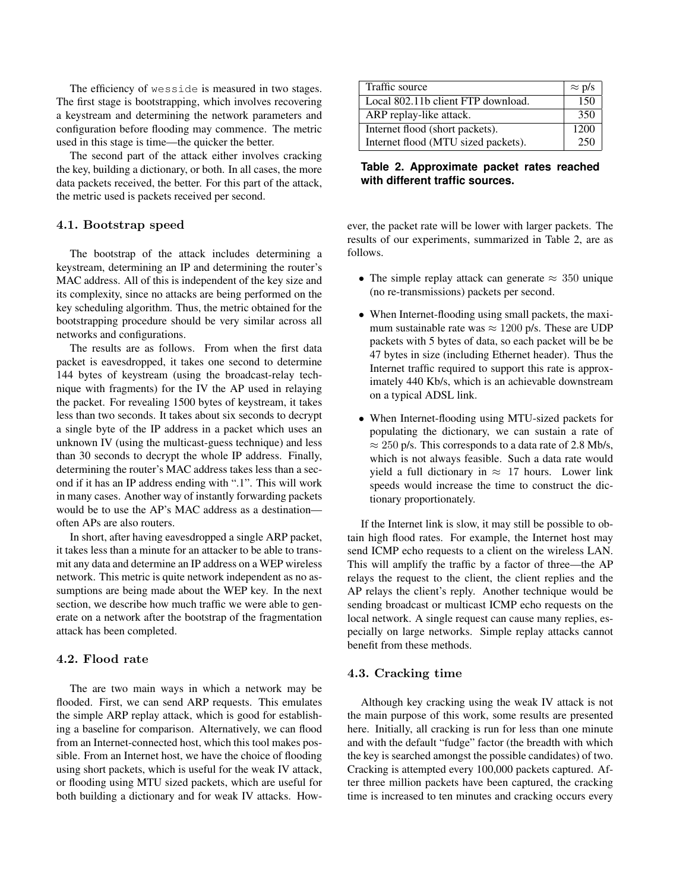The efficiency of `wesside` is measured in two stages. The first stage is bootstrapping, which involves recovering a keystream and determining the network parameters and configuration before flooding may commence. The metric used in this stage is time—the quicker the better.

The second part of the attack either involves cracking the key, building a dictionary, or both. In all cases, the more data packets received, the better. For this part of the attack, the metric used is packets received per second.

### 4.1. Bootstrap speed

The bootstrap of the attack includes determining a keystream, determining an IP and determining the router's MAC address. All of this is independent of the key size and its complexity, since no attacks are being performed on the key scheduling algorithm. Thus, the metric obtained for the bootstrapping procedure should be very similar across all networks and configurations.

The results are as follows. From when the first data packet is eavesdropped, it takes one second to determine 144 bytes of keystream (using the broadcast-relay technique with fragments) for the IV the AP used in relaying the packet. For revealing 1500 bytes of keystream, it takes less than two seconds. It takes about six seconds to decrypt a single byte of the IP address in a packet which uses an unknown IV (using the multicast-guess technique) and less than 30 seconds to decrypt the whole IP address. Finally, determining the router's MAC address takes less than a second if it has an IP address ending with ".1". This will work in many cases. Another way of instantly forwarding packets would be to use the AP's MAC address as a destination—often APs are also routers.

In short, after having eavesdropped a single ARP packet, it takes less than a minute for an attacker to be able to transmit any data and determine an IP address on a WEP wireless network. This metric is quite network independent as no assumptions are being made about the WEP key. In the next section, we describe how much traffic we were able to generate on a network after the bootstrap of the fragmentation attack has been completed.

### 4.2. Flood rate

The are two main ways in which a network may be flooded. First, we can send ARP requests. This emulates the simple ARP replay attack, which is good for establishing a baseline for comparison. Alternatively, we can flood from an Internet-connected host, which this tool makes possible. From an Internet host, we have the choice of flooding using short packets, which is useful for the weak IV attack, or flooding using MTU sized packets, which are useful for both building a dictionary and for weak IV attacks. However, the packet rate will be lower with larger packets. The results of our experiments, summarized in Table 2, are as follows.

| Traffic source | $\approx$ p/s |
|---|---|
| Local 802.11b client FTP download. | 150 |
| ARP replay-like attack. | 350 |
| Internet flood (short packets). | 1200 |
| Internet flood (MTU sized packets). | 250 |

**Table 2. Approximate packet rates reached with different traffic sources.**

- The simple replay attack can generate $\approx 350$ unique (no re-transmissions) packets per second.
- When Internet-flooding using small packets, the maximum sustainable rate was $\approx 1200$ p/s. These are UDP packets with 5 bytes of data, so each packet will be be 47 bytes in size (including Ethernet header). Thus the Internet traffic required to support this rate is approximately 440 Kb/s, which is an achievable downstream on a typical ADSL link.
- When Internet-flooding using MTU-sized packets for populating the dictionary, we can sustain a rate of $\approx 250$ p/s. This corresponds to a data rate of 2.8 Mb/s, which is not always feasible. Such a data rate would yield a full dictionary in $\approx$ 17 hours. Lower link speeds would increase the time to construct the dictionary proportionately.

If the Internet link is slow, it may still be possible to obtain high flood rates. For example, the Internet host may send ICMP echo requests to a client on the wireless LAN. This will amplify the traffic by a factor of three—the AP relays the request to the client, the client replies and the AP relays the client's reply. Another technique would be sending broadcast or multicast ICMP echo requests on the local network. A single request can cause many replies, especially on large networks. Simple replay attacks cannot benefit from these methods.

### 4.3. Cracking time

Although key cracking using the weak IV attack is not the main purpose of this work, some results are presented here. Initially, all cracking is run for less than one minute and with the default "fudge" factor (the breadth with which the key is searched amongst the possible candidates) of two. Cracking is attempted every 100,000 packets captured. After three million packets have been captured, the cracking time is increased to ten minutes and cracking occurs every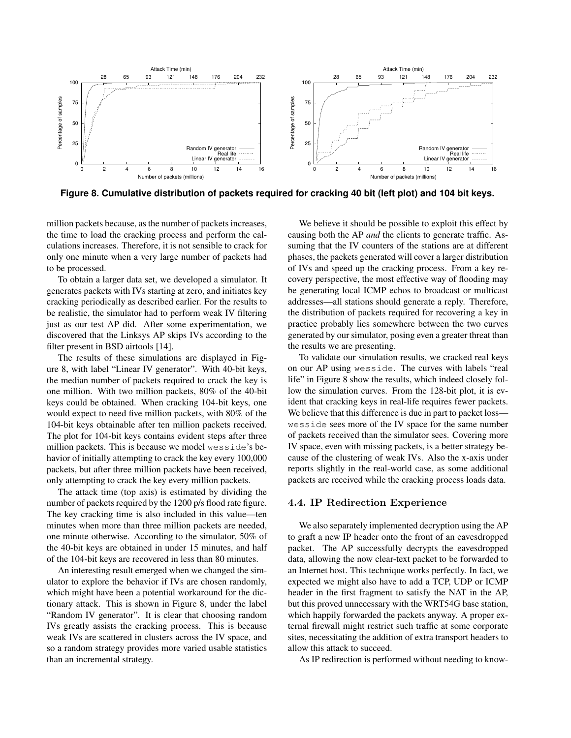Attack Time (min)

28 65 93 121 148 176 204 232

100

75

50

25

0

Percentage of samples

0 2 4 6 8 10 12 14 16

Number of packets (millions)

Random IV generator
Real life
Linear IV generator

Attack Time (min)

28 65 93 121 148 176 204 232

100

75

50

25

0

Percentage of samples

0 2 4 6 8 10 12 14 16

Number of packets (millions)

Random IV generator
Real life
Linear IV generator

**Figure 8. Cumulative distribution of packets required for cracking 40 bit (left plot) and 104 bit keys.**

million packets because, as the number of packets increases, the time to load the cracking process and perform the calculations increases. Therefore, it is not sensible to crack for only one minute when a very large number of packets had to be processed.

To obtain a larger data set, we developed a simulator. It generates packets with IVs starting at zero, and initiates key cracking periodically as described earlier. For the results to be realistic, the simulator had to perform weak IV filtering just as our test AP did. After some experimentation, we discovered that the Linksys AP skips IVs according to the filter present in BSD airtools [14].

The results of these simulations are displayed in Figure 8, with label "Linear IV generator". With 40-bit keys, the median number of packets required to crack the key is one million. With two million packets, 80% of the 40-bit keys could be obtained. When cracking 104-bit keys, one would expect to need five million packets, with 80% of the 104-bit keys obtainable after ten million packets received. The plot for 104-bit keys contains evident steps after three million packets. This is because we model `wesside`'s behavior of initially attempting to crack the key every 100,000 packets, but after three million packets have been received, only attempting to crack the key every million packets.

The attack time (top axis) is estimated by dividing the number of packets required by the 1200 p/s flood rate figure. The key cracking time is also included in this value—ten minutes when more than three million packets are needed, one minute otherwise. According to the simulator, 50% of the 40-bit keys are obtained in under 15 minutes, and half of the 104-bit keys are recovered in less than 80 minutes.

An interesting result emerged when we changed the simulator to explore the behavior if IVs are chosen randomly, which might have been a potential workaround for the dictionary attack. This is shown in Figure 8, under the label "Random IV generator". It is clear that choosing random IVs greatly assists the cracking process. This is because weak IVs are scattered in clusters across the IV space, and so a random strategy provides more varied usable statistics than an incremental strategy.

We believe it should be possible to exploit this effect by causing both the AP *and* the clients to generate traffic. Assuming that the IV counters of the stations are at different phases, the packets generated will cover a larger distribution of IVs and speed up the cracking process. From a key recovery perspective, the most effective way of flooding may be generating local ICMP echos to broadcast or multicast addresses—all stations should generate a reply. Therefore, the distribution of packets required for recovering a key in practice probably lies somewhere between the two curves generated by our simulator, posing even a greater threat than the results we are presenting.

To validate our simulation results, we cracked real keys on our AP using `wesside`. The curves with labels "real life" in Figure 8 show the results, which indeed closely follow the simulation curves. From the 128-bit plot, it is evident that cracking keys in real-life requires fewer packets. We believe that this difference is due in part to packet loss—`wesside` sees more of the IV space for the same number of packets received than the simulator sees. Covering more IV space, even with missing packets, is a better strategy because of the clustering of weak IVs. Also the x-axis under reports slightly in the real-world case, as some additional packets are received while the cracking process loads data.

### 4.4. IP Redirection Experience

We also separately implemented decryption using the AP to graft a new IP header onto the front of an eavesdropped packet. The AP successfully decrypts the eavesdropped data, allowing the now clear-text packet to be forwarded to an Internet host. This technique works perfectly. In fact, we expected we might also have to add a TCP, UDP or ICMP header in the first fragment to satisfy the NAT in the AP, but this proved unnecessary with the WRT54G base station, which happily forwarded the packets anyway. A proper external firewall might restrict such traffic at some corporate sites, necessitating the addition of extra transport headers to allow this attack to succeed.

As IP redirection is performed without needing to know-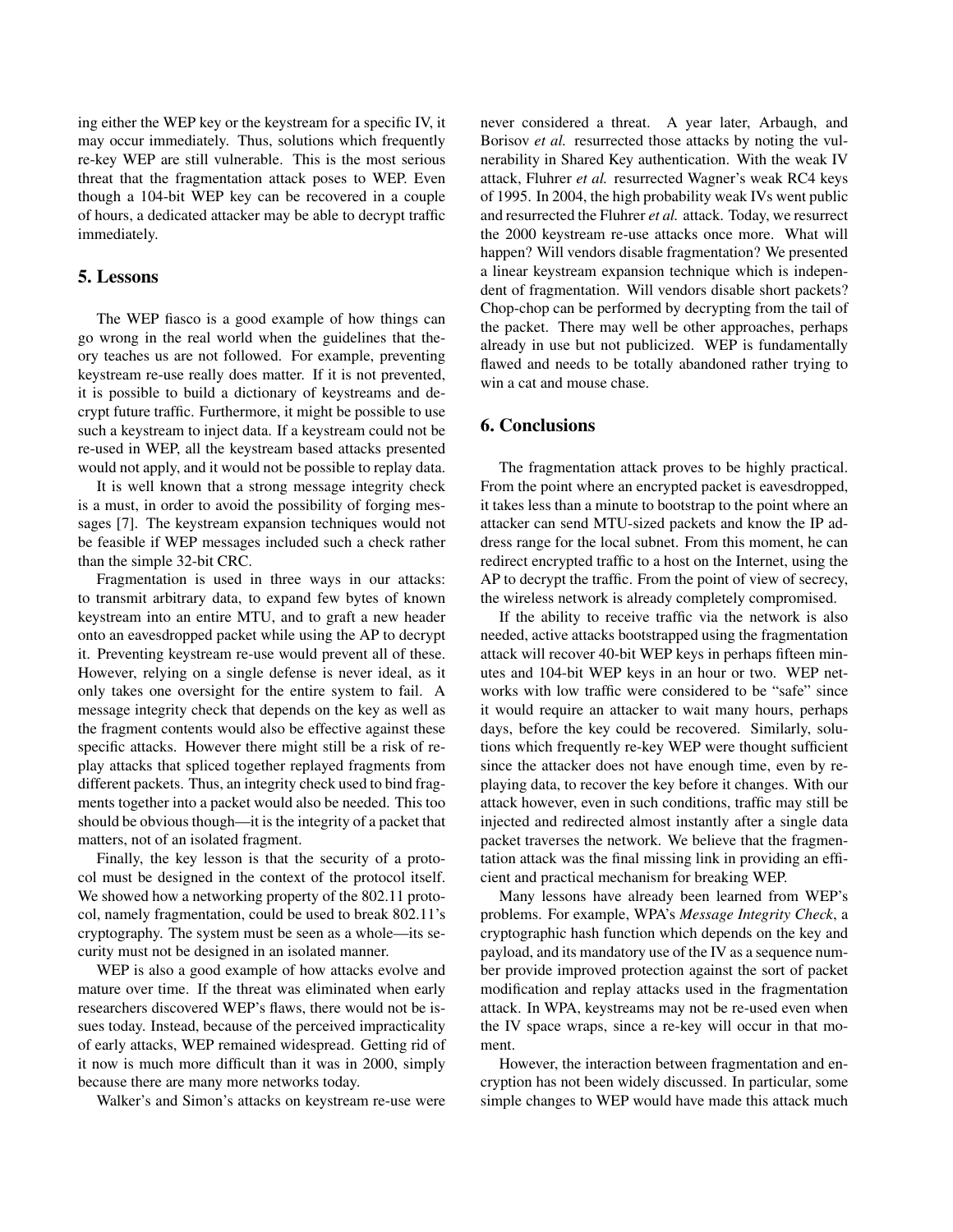ing either the WEP key or the keystream for a specific IV, it may occur immediately. Thus, solutions which frequently re-key WEP are still vulnerable. This is the most serious threat that the fragmentation attack poses to WEP. Even though a 104-bit WEP key can be recovered in a couple of hours, a dedicated attacker may be able to decrypt traffic immediately.

## 5. Lessons

The WEP fiasco is a good example of how things can go wrong in the real world when the guidelines that theory teaches us are not followed. For example, preventing keystream re-use really does matter. If it is not prevented, it is possible to build a dictionary of keystreams and decrypt future traffic. Furthermore, it might be possible to use such a keystream to inject data. If a keystream could not be re-used in WEP, all the keystream based attacks presented would not apply, and it would not be possible to replay data.

It is well known that a strong message integrity check is a must, in order to avoid the possibility of forging messages [7]. The keystream expansion techniques would not be feasible if WEP messages included such a check rather than the simple 32-bit CRC.

Fragmentation is used in three ways in our attacks: to transmit arbitrary data, to expand few bytes of known keystream into an entire MTU, and to graft a new header onto an eavesdropped packet while using the AP to decrypt it. Preventing keystream re-use would prevent all of these. However, relying on a single defense is never ideal, as it only takes one oversight for the entire system to fail. A message integrity check that depends on the key as well as the fragment contents would also be effective against these specific attacks. However there might still be a risk of replay attacks that spliced together replayed fragments from different packets. Thus, an integrity check used to bind fragments together into a packet would also be needed. This too should be obvious though—it is the integrity of a packet that matters, not of an isolated fragment.

Finally, the key lesson is that the security of a protocol must be designed in the context of the protocol itself. We showed how a networking property of the 802.11 protocol, namely fragmentation, could be used to break 802.11's cryptography. The system must be seen as a whole—its security must not be designed in an isolated manner.

WEP is also a good example of how attacks evolve and mature over time. If the threat was eliminated when early researchers discovered WEP's flaws, there would not be issues today. Instead, because of the perceived impracticality of early attacks, WEP remained widespread. Getting rid of it now is much more difficult than it was in 2000, simply because there are many more networks today.

Walker's and Simon's attacks on keystream re-use were never considered a threat. A year later, Arbaugh, and Borisov *et al.* resurrected those attacks by noting the vulnerability in Shared Key authentication. With the weak IV attack, Fluhrer *et al.* resurrected Wagner's weak RC4 keys of 1995. In 2004, the high probability weak IVs went public and resurrected the Fluhrer *et al.* attack. Today, we resurrect the 2000 keystream re-use attacks once more. What will happen? Will vendors disable fragmentation? We presented a linear keystream expansion technique which is independent of fragmentation. Will vendors disable short packets? Chop-chop can be performed by decrypting from the tail of the packet. There may well be other approaches, perhaps already in use but not publicized. WEP is fundamentally flawed and needs to be totally abandoned rather trying to win a cat and mouse chase.

## 6. Conclusions

The fragmentation attack proves to be highly practical. From the point where an encrypted packet is eavesdropped, it takes less than a minute to bootstrap to the point where an attacker can send MTU-sized packets and know the IP address range for the local subnet. From this moment, he can redirect encrypted traffic to a host on the Internet, using the AP to decrypt the traffic. From the point of view of secrecy, the wireless network is already completely compromised.

If the ability to receive traffic via the network is also needed, active attacks bootstrapped using the fragmentation attack will recover 40-bit WEP keys in perhaps fifteen minutes and 104-bit WEP keys in an hour or two. WEP networks with low traffic were considered to be "safe" since it would require an attacker to wait many hours, perhaps days, before the key could be recovered. Similarly, solutions which frequently re-key WEP were thought sufficient since the attacker does not have enough time, even by replaying data, to recover the key before it changes. With our attack however, even in such conditions, traffic may still be injected and redirected almost instantly after a single data packet traverses the network. We believe that the fragmentation attack was the final missing link in providing an efficient and practical mechanism for breaking WEP.

Many lessons have already been learned from WEP's problems. For example, WPA's *Message Integrity Check*, a cryptographic hash function which depends on the key and payload, and its mandatory use of the IV as a sequence number provide improved protection against the sort of packet modification and replay attacks used in the fragmentation attack. In WPA, keystreams may not be re-used even when the IV space wraps, since a re-key will occur in that moment.

However, the interaction between fragmentation and encryption has not been widely discussed. In particular, some simple changes to WEP would have made this attack much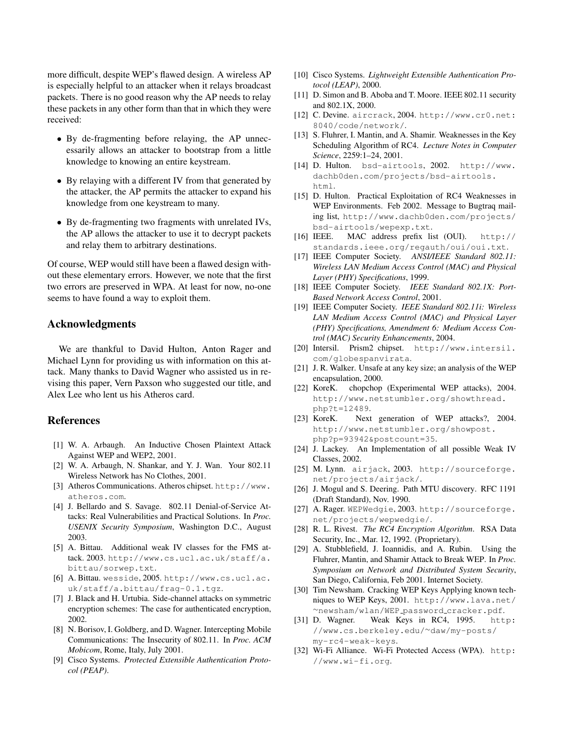more difficult, despite WEP's flawed design. A wireless AP is especially helpful to an attacker when it relays broadcast packets. There is no good reason why the AP needs to relay these packets in any other form than that in which they were received:

- By de-fragmenting before relaying, the AP unnecessarily allows an attacker to bootstrap from a little knowledge to knowing an entire keystream.
- By relaying with a different IV from that generated by the attacker, the AP permits the attacker to expand his knowledge from one keystream to many.
- By de-fragmenting two fragments with unrelated IVs, the AP allows the attacker to use it to decrypt packets and relay them to arbitrary destinations.

Of course, WEP would still have been a flawed design without these elementary errors. However, we note that the first two errors are preserved in WPA. At least for now, no-one seems to have found a way to exploit them.

## Acknowledgments

We are thankful to David Hulton, Anton Rager and Michael Lynn for providing us with information on this attack. Many thanks to David Wagner who assisted us in revising this paper, Vern Paxson who suggested our title, and Alex Lee who lent us his Atheros card.

## References

[1] W. A. Arbaugh. An Inductive Chosen Plaintext Attack Against WEP and WEP2, 2001.

[2] W. A. Arbaugh, N. Shankar, and Y. J. Wan. Your 802.11 Wireless Network has No Clothes, 2001.

[3] Atheros Communications. Atheros chipset. `http://www.atheros.com`.

[4] J. Bellardo and S. Savage. 802.11 Denial-of-Service Attacks: Real Vulnerabilities and Practical Solutions. In *Proc. USENIX Security Symposium*, Washington D.C., August 2003.

[5] A. Bittau. Additional weak IV classes for the FMS attack. 2003. `http://www.cs.ucl.ac.uk/staff/a.bittau/sorwep.txt`.

[6] A. Bittau. `wesside`, 2005. `http://www.cs.ucl.ac.uk/staff/a.bittau/frag-0.1.tgz`.

[7] J. Black and H. Urtubia. Side-channel attacks on symmetric encryption schemes: The case for authenticated encryption, 2002.

[8] N. Borisov, I. Goldberg, and D. Wagner. Intercepting Mobile Communications: The Insecurity of 802.11. In *Proc. ACM Mobicom*, Rome, Italy, July 2001.

[9] Cisco Systems. *Protected Extensible Authentication Protocol (PEAP)*.

[10] Cisco Systems. *Lightweight Extensible Authentication Protocol (LEAP)*, 2000.

[11] D. Simon and B. Aboba and T. Moore. IEEE 802.11 security and 802.1X, 2000.

[12] C. Devine. `aircrack`, 2004. `http://www.cr0.net:8040/code/network/`.

[13] S. Fluhrer, I. Mantin, and A. Shamir. Weaknesses in the Key Scheduling Algorithm of RC4. *Lecture Notes in Computer Science*, 2259:1–24, 2001.

[14] D. Hulton. `bsd-airtools`, 2002. `http://www.dachb0den.com/projects/bsd-airtools.html`.

[15] D. Hulton. Practical Exploitation of RC4 Weaknesses in WEP Environments. Feb 2002. Message to Bugtraq mailing list, `http://www.dachb0den.com/projects/bsd-airtools/wepexp.txt`.

[16] IEEE. MAC address prefix list (OUI). `http://standards.ieee.org/regauth/oui/oui.txt`.

[17] IEEE Computer Society. *ANSI/IEEE Standard 802.11: Wireless LAN Medium Access Control (MAC) and Physical Layer (PHY) Specifications*, 1999.

[18] IEEE Computer Society. *IEEE Standard 802.1X: Port-Based Network Access Control*, 2001.

[19] IEEE Computer Society. *IEEE Standard 802.11i: Wireless LAN Medium Access Control (MAC) and Physical Layer (PHY) Specifications, Amendment 6: Medium Access Control (MAC) Security Enhancements*, 2004.

[20] Intersil. Prism2 chipset. `http://www.intersil.com/globespanvirata`.

[21] J. R. Walker. Unsafe at any key size; an analysis of the WEP encapsulation, 2000.

[22] KoreK. chopchop (Experimental WEP attacks), 2004. `http://www.netstumbler.org/showthread.php?t=12489`.

[23] KoreK. Next generation of WEP attacks?, 2004. `http://www.netstumbler.org/showpost.php?p=93942&postcount=35`.

[24] J. Lackey. An Implementation of all possible Weak IV Classes, 2002.

[25] M. Lynn. `airjack`, 2003. `http://sourceforge.net/projects/airjack/`.

[26] J. Mogul and S. Deering. Path MTU discovery. RFC 1191 (Draft Standard), Nov. 1990.

[27] A. Rager. `WEPWedgie`, 2003. `http://sourceforge.net/projects/wepwedgie/`.

[28] R. L. Rivest. *The RC4 Encryption Algorithm*. RSA Data Security, Inc., Mar. 12, 1992. (Proprietary).

[29] A. Stubblefield, J. Ioannidis, and A. Rubin. Using the Fluhrer, Mantin, and Shamir Attack to Break WEP. In *Proc. Symposium on Network and Distributed System Security*, San Diego, California, Feb 2001. Internet Society.

[30] Tim Newsham. Cracking WEP Keys Applying known techniques to WEP Keys, 2001. `http://www.lava.net/~newsham/wlan/WEP_password_cracker.pdf`.

[31] D. Wagner. Weak Keys in RC4, 1995. `http://www.cs.berkeley.edu/~daw/my-posts/my-rc4-weak-keys`.

[32] Wi-Fi Alliance. Wi-Fi Protected Access (WPA). `http://www.wi-fi.org`.